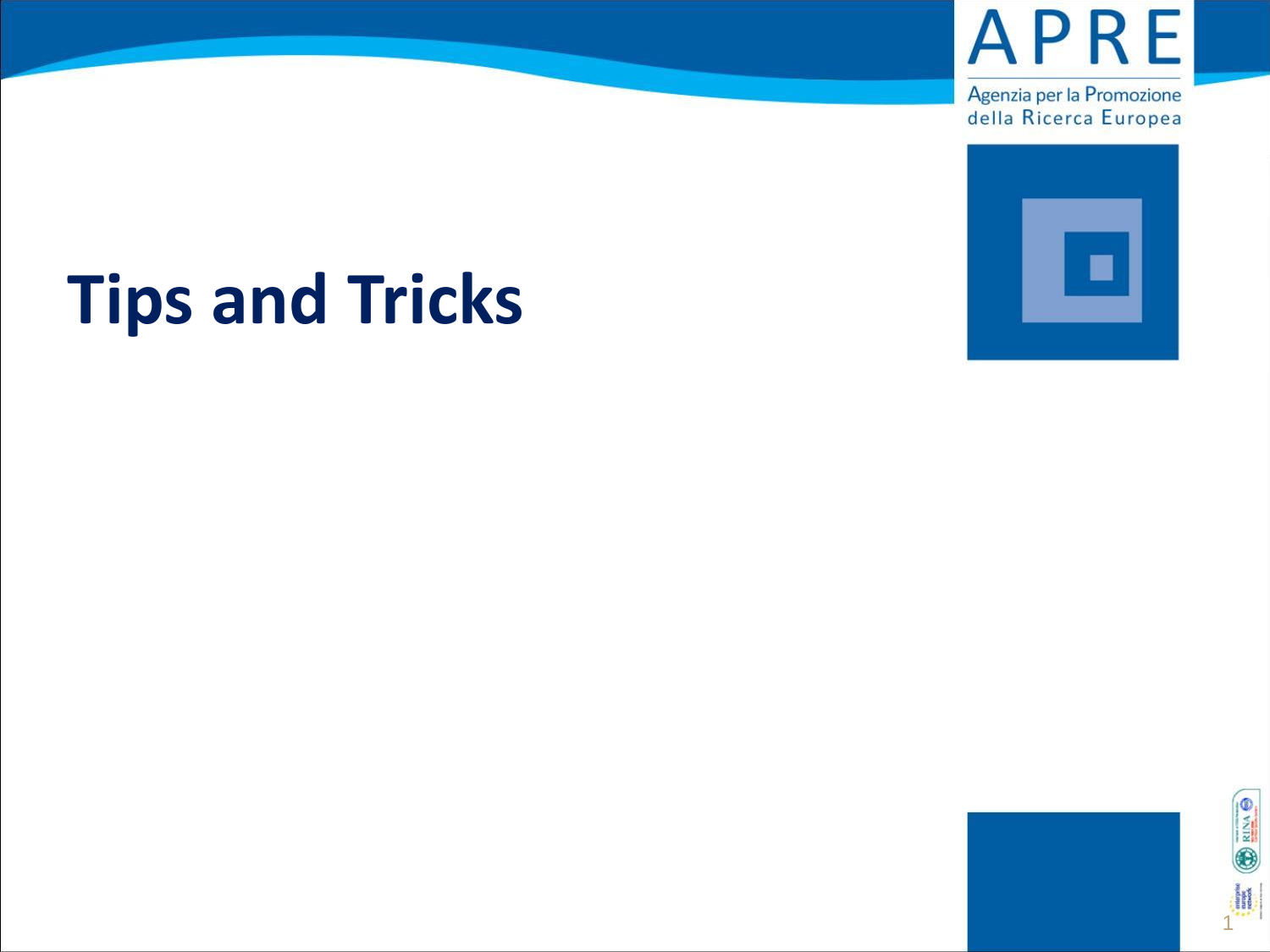# Tips and Tricks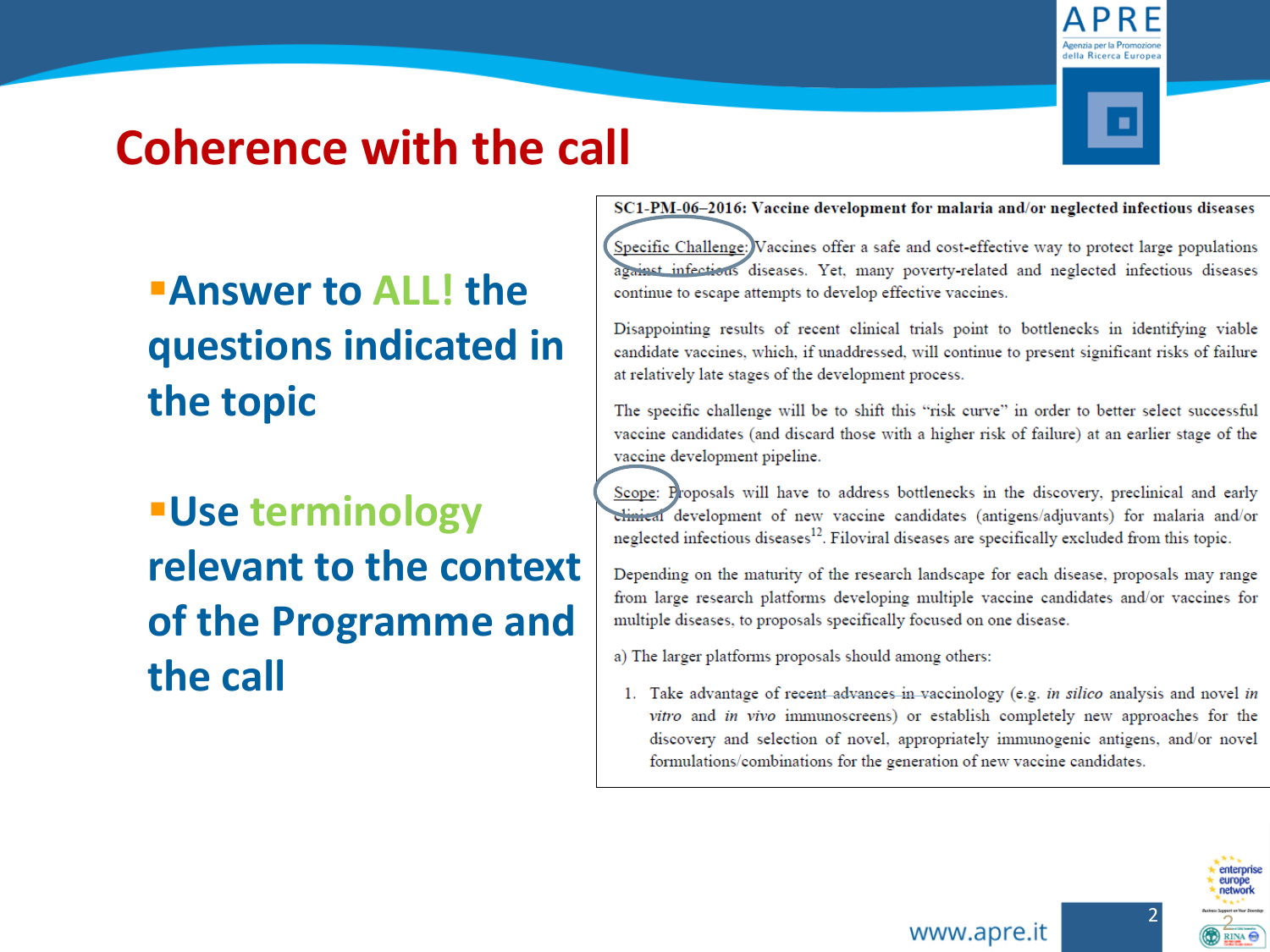# Coherence with the call

- **Answer to ALL! the questions indicated in the topic**
- **Use terminology relevant to the context of the Programme and the call**

**SC1-PM-06–2016: Vaccine development for malaria and/or neglected infectious diseases**

Specific Challenge: Vaccines offer a safe and cost-effective way to protect large populations against infectious diseases. Yet, many poverty-related and neglected infectious diseases continue to escape attempts to develop effective vaccines.

Disappointing results of recent clinical trials point to bottlenecks in identifying viable candidate vaccines, which, if unaddressed, will continue to present significant risks of failure at relatively late stages of the development process.

The specific challenge will be to shift this "risk curve" in order to better select successful vaccine candidates (and discard those with a higher risk of failure) at an earlier stage of the vaccine development pipeline.

Scope: Proposals will have to address bottlenecks in the discovery, preclinical and early clinical development of new vaccine candidates (antigens/adjuvants) for malaria and/or neglected infectious diseases[12]. Filoviral diseases are specifically excluded from this topic.

Depending on the maturity of the research landscape for each disease, proposals may range from large research platforms developing multiple vaccine candidates and/or vaccines for multiple diseases, to proposals specifically focused on one disease.

a) The larger platforms proposals should among others:

1. Take advantage of recent advances in vaccinology (e.g. *in silico* analysis and novel *in vitro* and *in vivo* immunoscreens) or establish completely new approaches for the discovery and selection of novel, appropriately immunogenic antigens, and/or novel formulations/combinations for the generation of new vaccine candidates.

www.apre.it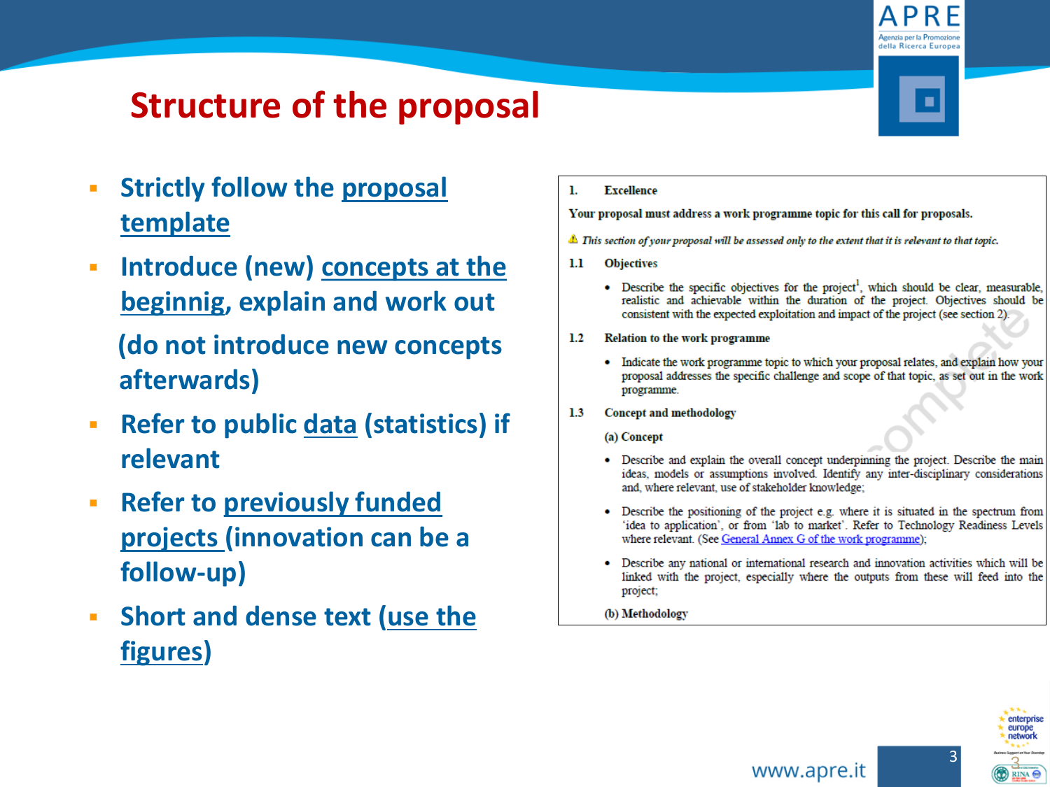# Structure of the proposal

- Strictly follow the proposal template
- Introduce (new) concepts at the beginnig, explain and work out

  (do not introduce new concepts afterwards)
- Refer to public data (statistics) if relevant
- Refer to previously funded projects (innovation can be a follow-up)
- Short and dense text (use the figures)

**1. Excellence**

**Your proposal must address a work programme topic for this call for proposals.**

⚠ *This section of your proposal will be assessed only to the extent that it is relevant to that topic.*

**1.1 Objectives**

- Describe the specific objectives for the project[1], which should be clear, measurable, realistic and achievable within the duration of the project. Objectives should be consistent with the expected exploitation and impact of the project (see section 2).

**1.2 Relation to the work programme**

- Indicate the work programme topic to which your proposal relates, and explain how your proposal addresses the specific challenge and scope of that topic, as set out in the work programme.

**1.3 Concept and methodology**

**(a) Concept**

- Describe and explain the overall concept underpinning the project. Describe the main ideas, models or assumptions involved. Identify any inter-disciplinary considerations and, where relevant, use of stakeholder knowledge;
- Describe the positioning of the project e.g. where it is situated in the spectrum from 'idea to application', or from 'lab to market'. Refer to Technology Readiness Levels where relevant. (See General Annex G of the work programme);
- Describe any national or international research and innovation activities which will be linked with the project, especially where the outputs from these will feed into the project;

**(b) Methodology**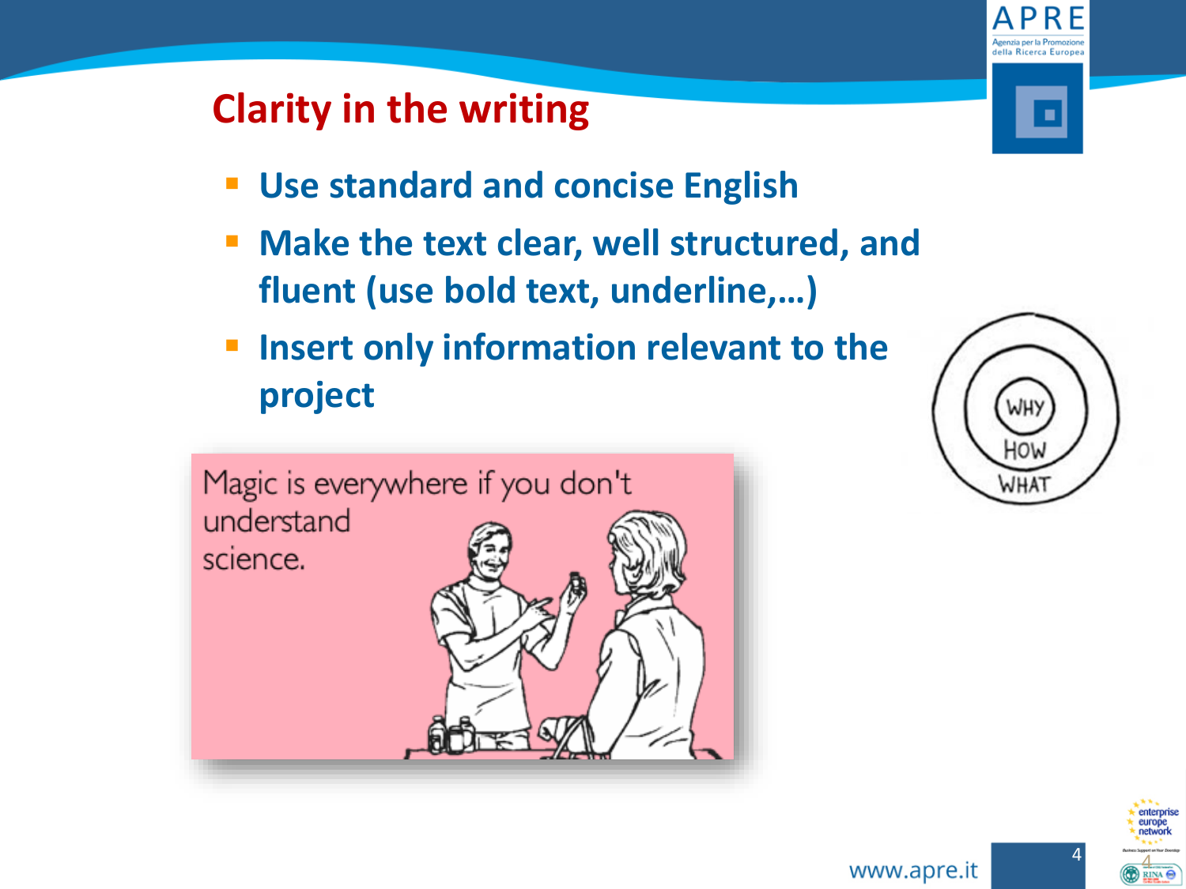# Clarity in the writing

- **Use standard and concise English**
- **Make the text clear, well structured, and fluent (use bold text, underline,…)**
- **Insert only information relevant to the project**

Magic is everywhere if you don't understand science.

WHY
HOW
WHAT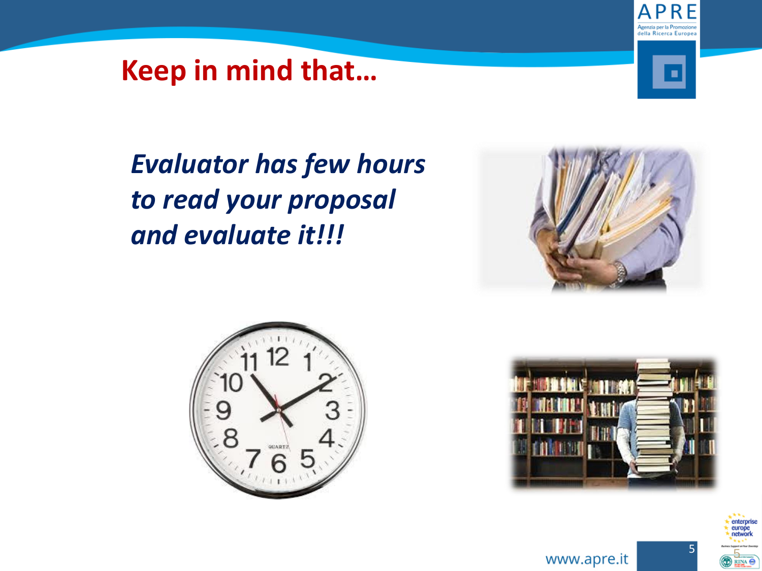# Keep in mind that…

***Evaluator has few hours to read your proposal and evaluate it!!!***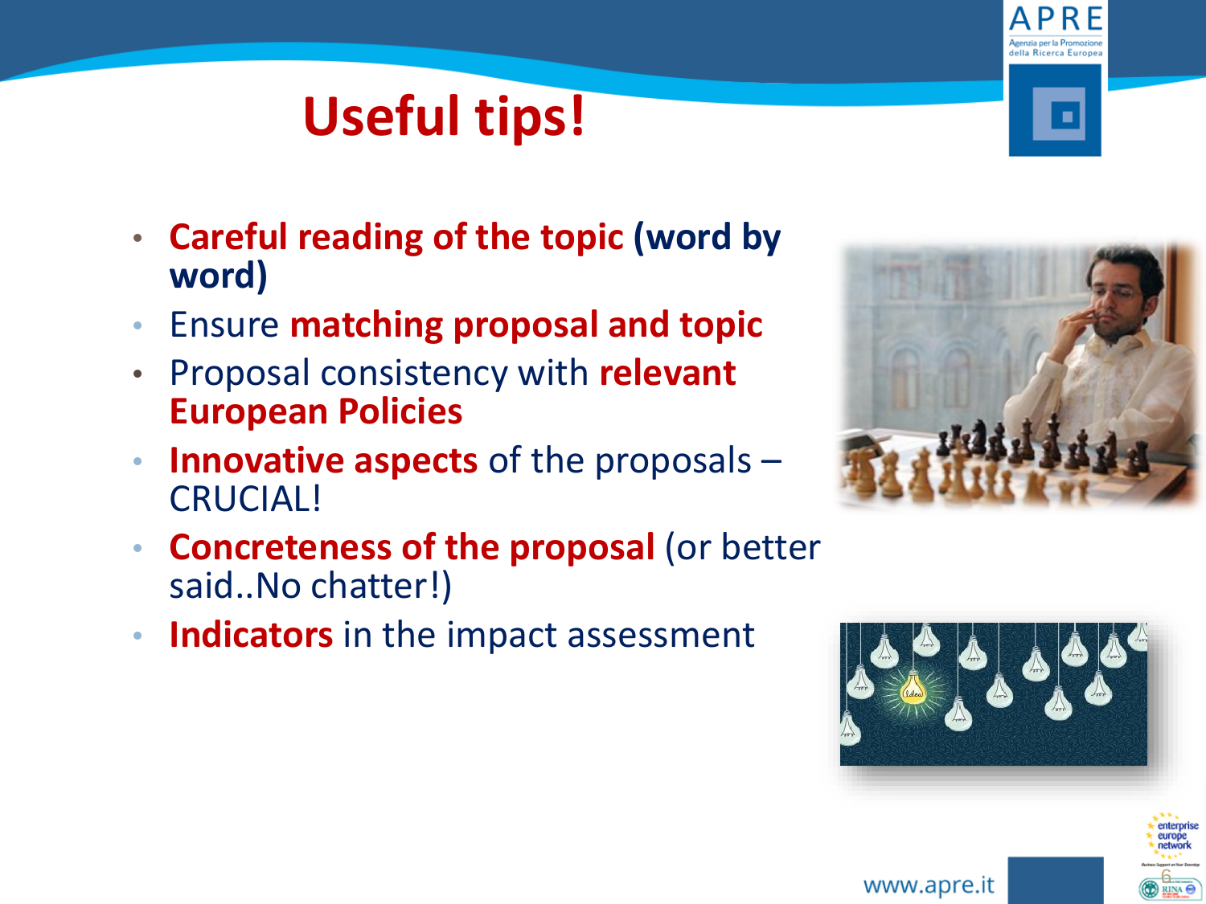# Useful tips!

- **Careful reading of the topic (word by word)**
- Ensure **matching proposal and topic**
- Proposal consistency with **relevant European Policies**
- **Innovative aspects** of the proposals – CRUCIAL!
- **Concreteness of the proposal** (or better said..No chatter!)
- **Indicators** in the impact assessment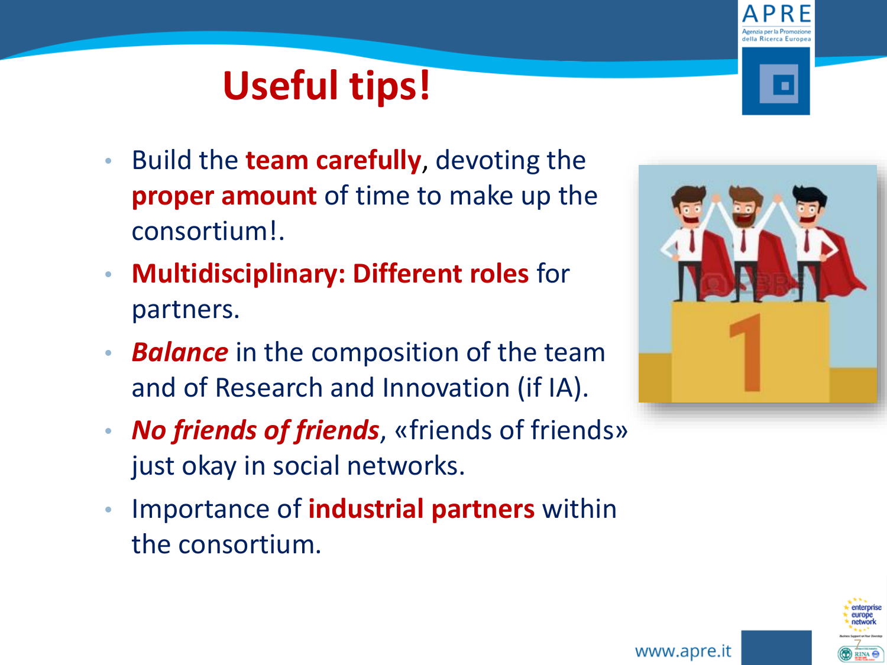# Useful tips!

- Build the **team carefully**, devoting the **proper amount** of time to make up the consortium!.
- **Multidisciplinary: Different roles** for partners.
- ***Balance*** in the composition of the team and of Research and Innovation (if IA).
- ***No friends of friends***, «friends of friends» just okay in social networks.
- Importance of **industrial partners** within the consortium.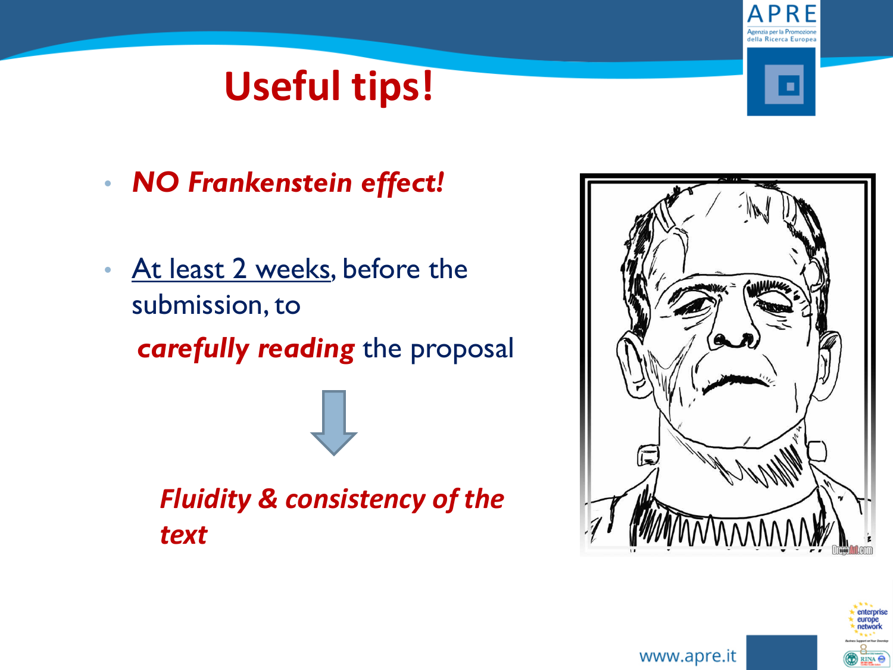# Useful tips!

- ***NO Frankenstein effect!***
- <u>At least 2 weeks</u>, before the submission, to ***carefully reading*** the proposal

↓

***Fluidity & consistency of the text***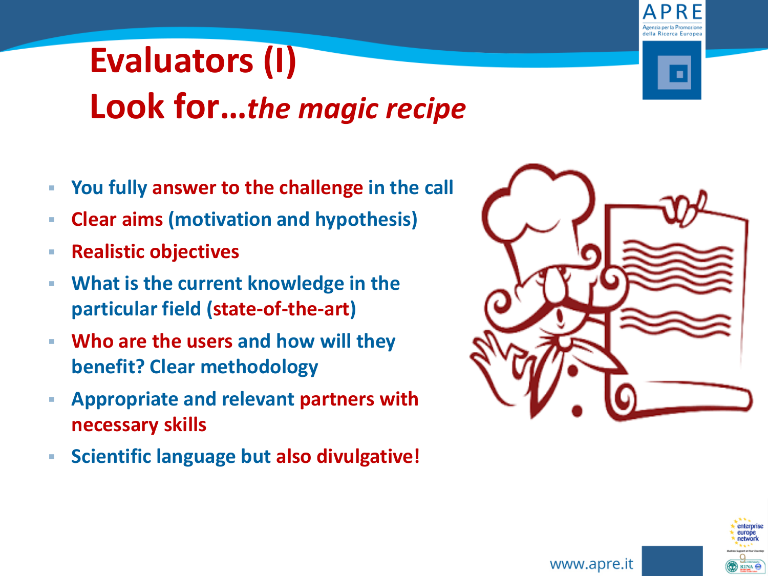# Evaluators (I)

## Look for…*the magic recipe*

- You fully answer to the challenge in the call
- Clear aims (motivation and hypothesis)
- Realistic objectives
- What is the current knowledge in the particular field (state-of-the-art)
- Who are the users and how will they benefit? Clear methodology
- Appropriate and relevant partners with necessary skills
- Scientific language but also divulgative!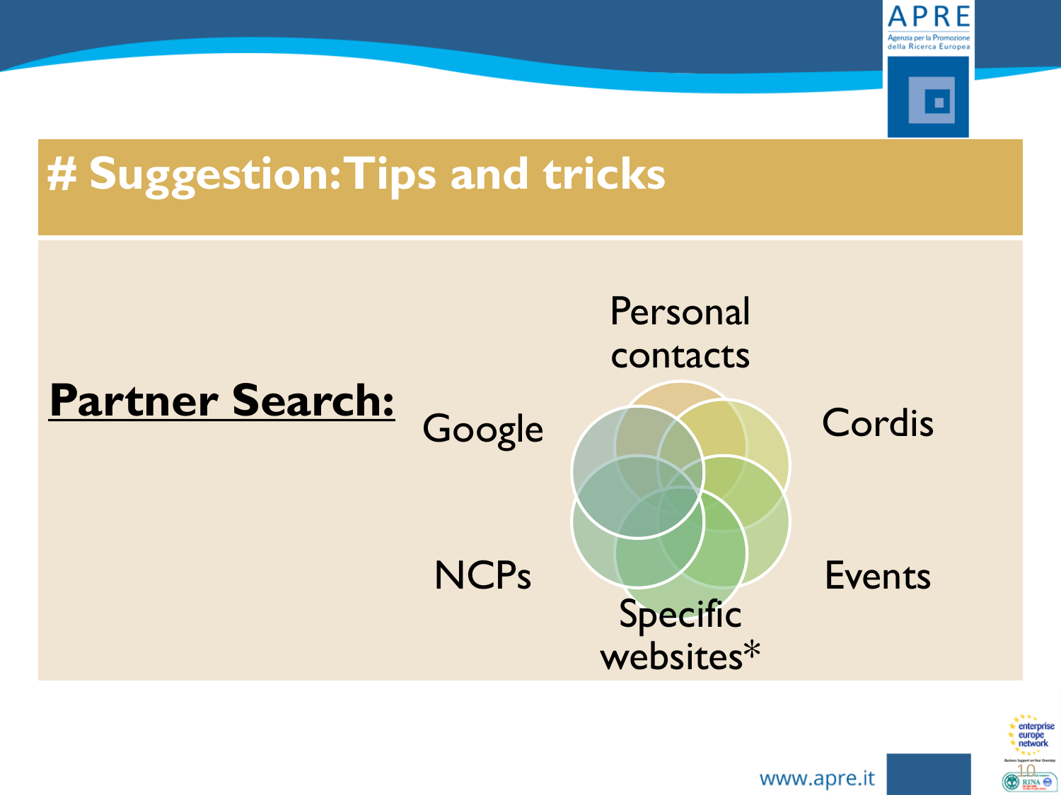# # Suggestion: Tips and tricks

**Partner Search:**

- Personal contacts
- Cordis
- Events
- Specific websites*
- NCPs
- Google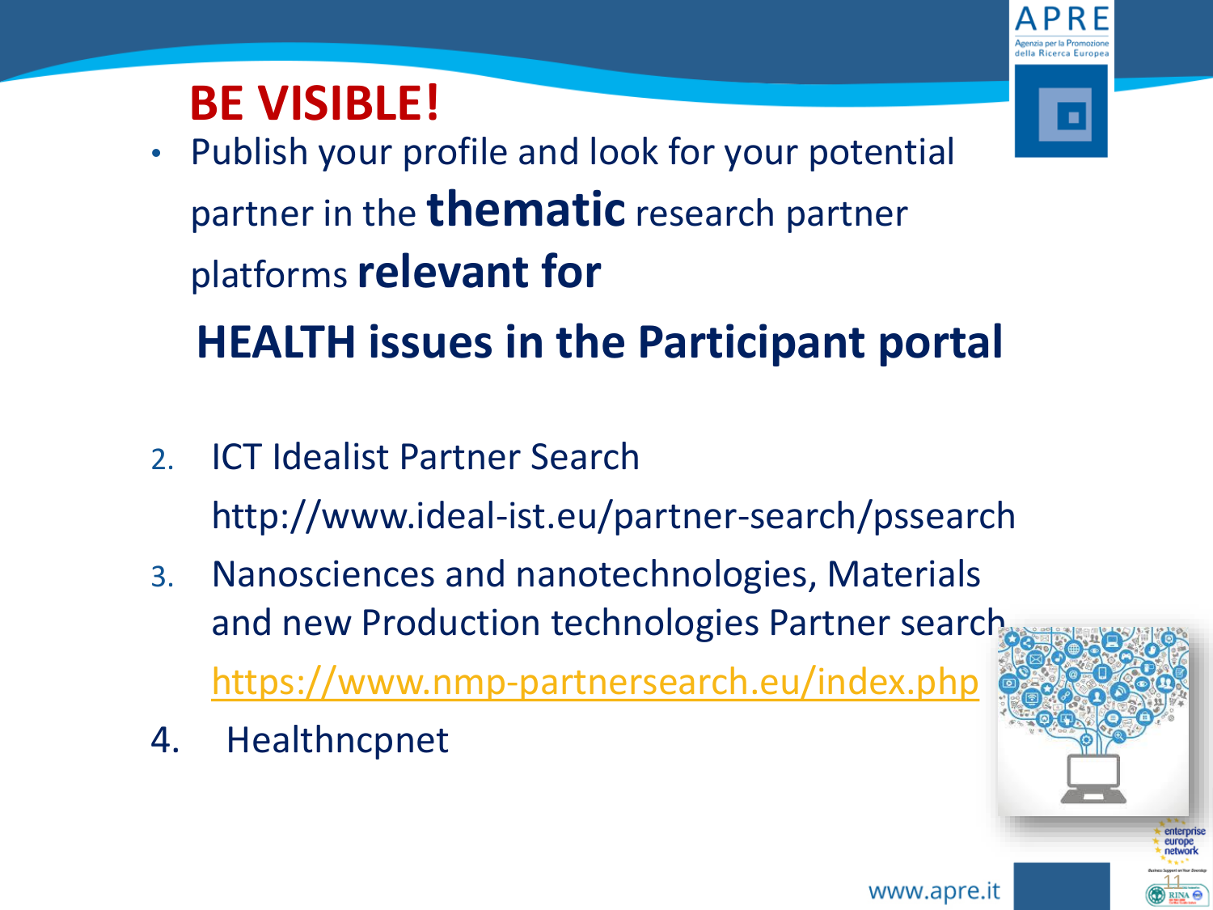# BE VISIBLE!

- Publish your profile and look for your potential partner in the **thematic** research partner platforms **relevant for**

**HEALTH issues in the Participant portal**

2. ICT Idealist Partner Search
   http://www.ideal-ist.eu/partner-search/pssearch
3. Nanosciences and nanotechnologies, Materials and new Production technologies Partner search
   https://www.nmp-partnersearch.eu/index.php
4. Healthncpnet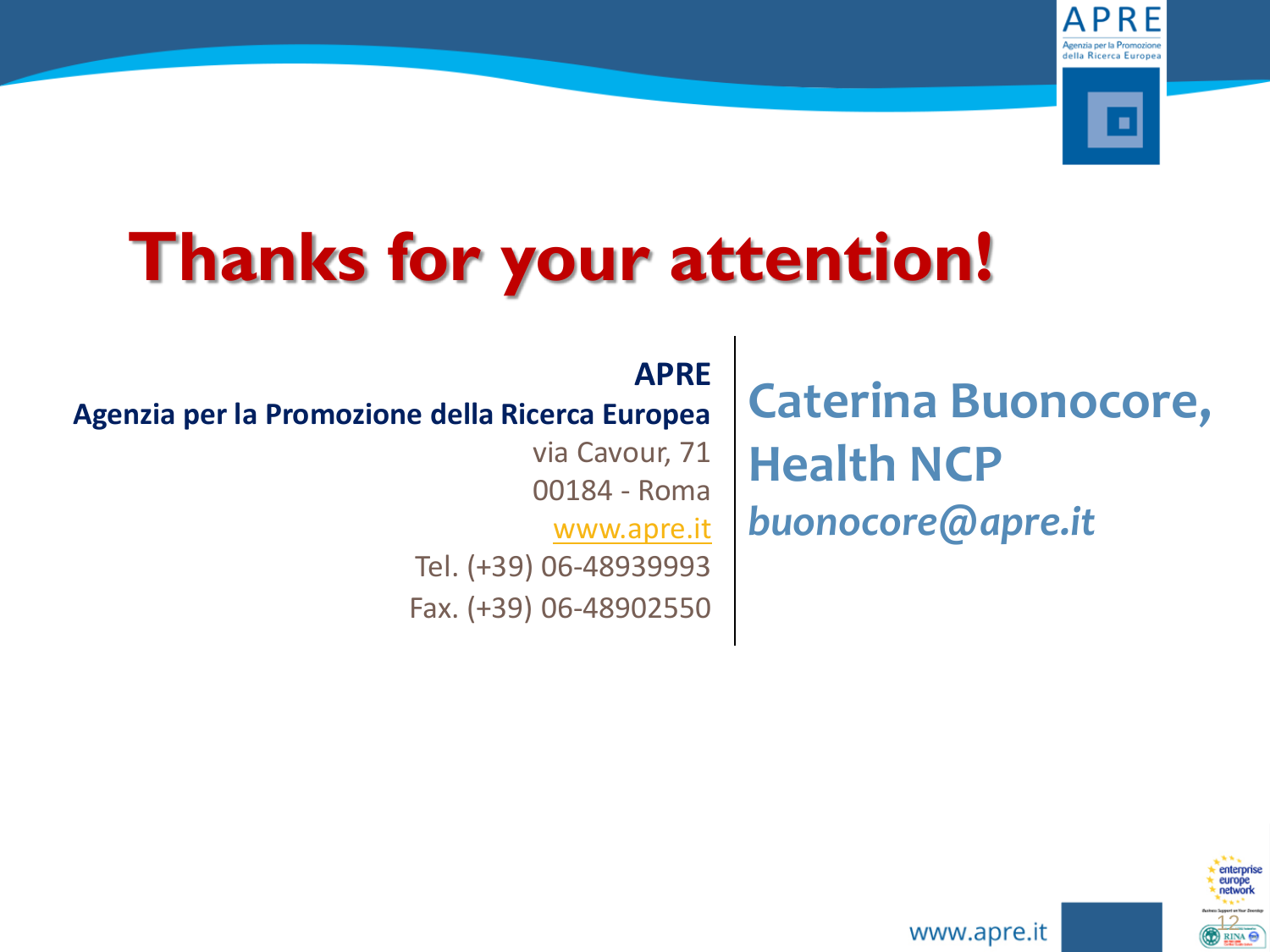# Thanks for your attention!

**APRE**
**Agenzia per la Promozione della Ricerca Europea**
via Cavour, 71
00184 - Roma
www.apre.it
Tel. (+39) 06-48939993
Fax. (+39) 06-48902550

**Caterina Buonocore, Health NCP**
***buonocore@apre.it***